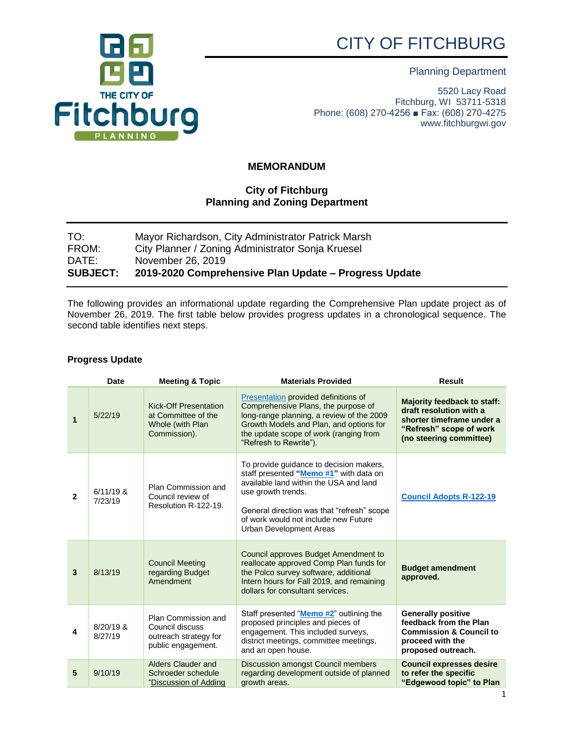CITY OF FITCHBURG

Planning Department

5520 Lacy Road
Fitchburg, WI 53711-5318
Phone: (608) 270-4256 ■ Fax: (608) 270-4275
www.fitchburgwi.gov

## MEMORANDUM

### City of Fitchburg
### Planning and Zoning Department

| | |
|---|---|
| TO: | Mayor Richardson, City Administrator Patrick Marsh |
| FROM: | City Planner / Zoning Administrator Sonja Kruesel |
| DATE: | November 26, 2019 |
| **SUBJECT:** | **2019-2020 Comprehensive Plan Update – Progress Update** |

The following provides an informational update regarding the Comprehensive Plan update project as of November 26, 2019. The first table below provides progress updates in a chronological sequence. The second table identifies next steps.

**Progress Update**

| | Date | Meeting & Topic | Materials Provided | Result |
|---|---|---|---|---|
| **1** | 5/22/19 | Kick-Off Presentation at Committee of the Whole (with Plan Commission). | Presentation provided definitions of Comprehensive Plans, the purpose of long-range planning, a review of the 2009 Growth Models and Plan, and options for the update scope of work (ranging from "Refresh to Rewrite"). | **Majority feedback to staff: draft resolution with a shorter timeframe under a "Refresh" scope of work (no steering committee)** |
| **2** | 6/11/19 & 7/23/19 | Plan Commission and Council review of Resolution R-122-19. | To provide guidance to decision makers, staff presented **"Memo #1"** with data on available land within the USA and land use growth trends.<br><br>General direction was that "refresh" scope of work would not include new Future Urban Development Areas | **Council Adopts R-122-19** |
| **3** | 8/13/19 | Council Meeting regarding Budget Amendment | Council approves Budget Amendment to reallocate approved Comp Plan funds for the Polco survey software, additional Intern hours for Fall 2019, and remaining dollars for consultant services. | **Budget amendment approved.** |
| **4** | 8/20/19 & 8/27/19 | Plan Commission and Council discuss outreach strategy for public engagement. | Staff presented "**Memo #2**" outlining the proposed principles and pieces of engagement. This included surveys, district meetings, committee meetings, and an open house. | **Generally positive feedback from the Plan Commission & Council to proceed with the proposed outreach.** |
| **5** | 9/10/19 | Alders Clauder and Schroeder schedule "Discussion of Adding | Discussion amongst Council members regarding development outside of planned growth areas. | **Council expresses desire to refer the specific "Edgewood topic" to Plan** |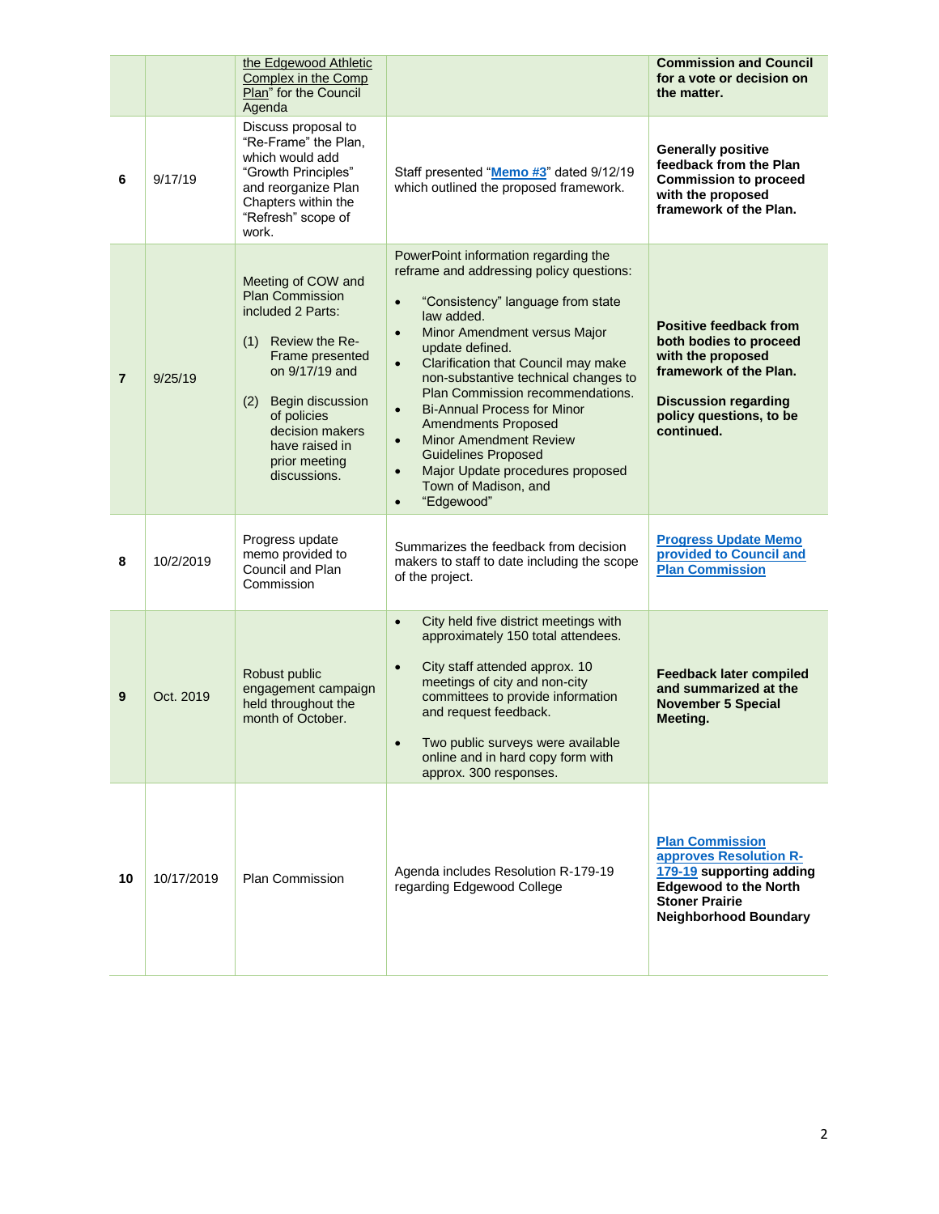| | | | | |
|---|---|---|---|---|
| | | the Edgewood Athletic Complex in the Comp Plan" for the Council Agenda | | **Commission and Council for a vote or decision on the matter.** |
| **6** | 9/17/19 | Discuss proposal to "Re-Frame" the Plan, which would add "Growth Principles" and reorganize Plan Chapters within the "Refresh" scope of work. | Staff presented "**Memo #3**" dated 9/12/19 which outlined the proposed framework. | **Generally positive feedback from the Plan Commission to proceed with the proposed framework of the Plan.** |
| **7** | 9/25/19 | Meeting of COW and Plan Commission included 2 Parts:<br><br>(1) Review the Re-Frame presented on 9/17/19 and<br><br>(2) Begin discussion of policies decision makers have raised in prior meeting discussions. | PowerPoint information regarding the reframe and addressing policy questions:<br><br>• "Consistency" language from state law added.<br>• Minor Amendment versus Major update defined.<br>• Clarification that Council may make non-substantive technical changes to Plan Commission recommendations.<br>• Bi-Annual Process for Minor Amendments Proposed<br>• Minor Amendment Review Guidelines Proposed<br>• Major Update procedures proposed Town of Madison, and<br>• "Edgewood" | **Positive feedback from both bodies to proceed with the proposed framework of the Plan.**<br><br>**Discussion regarding policy questions, to be continued.** |
| **8** | 10/2/2019 | Progress update memo provided to Council and Plan Commission | Summarizes the feedback from decision makers to staff to date including the scope of the project. | **Progress Update Memo provided to Council and Plan Commission** |
| **9** | Oct. 2019 | Robust public engagement campaign held throughout the month of October. | • City held five district meetings with approximately 150 total attendees.<br><br>• City staff attended approx. 10 meetings of city and non-city committees to provide information and request feedback.<br><br>• Two public surveys were available online and in hard copy form with approx. 300 responses. | **Feedback later compiled and summarized at the November 5 Special Meeting.** |
| **10** | 10/17/2019 | Plan Commission | Agenda includes Resolution R-179-19 regarding Edgewood College | **Plan Commission approves Resolution R-179-19 supporting adding Edgewood to the North Stoner Prairie Neighborhood Boundary** |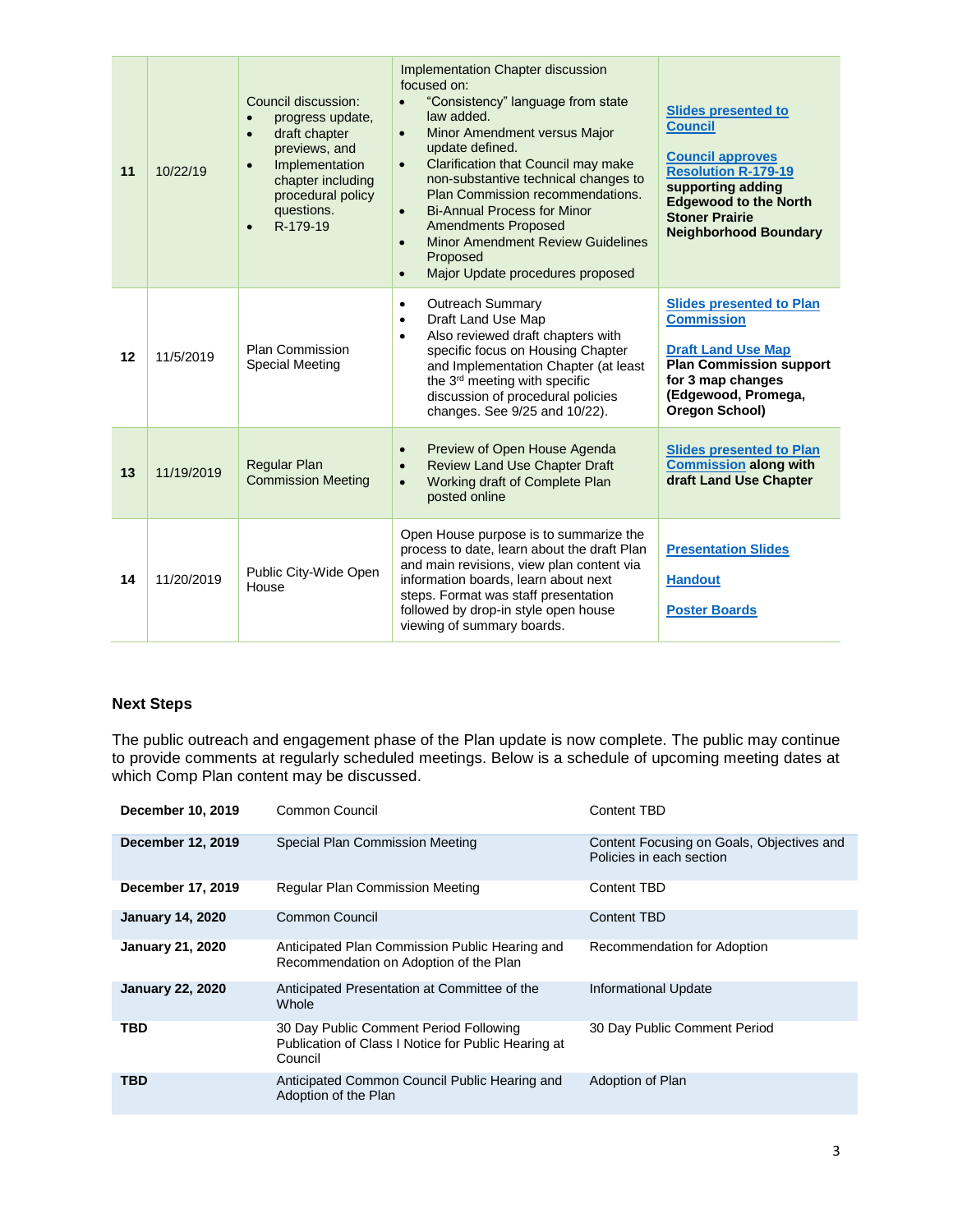| | | | | |
|---|---|---|---|---|
| **11** | 10/22/19 | Council discussion:<br>• progress update,<br>• draft chapter previews, and<br>• Implementation chapter including procedural policy questions.<br>• R-179-19 | Implementation Chapter discussion focused on:<br>• "Consistency" language from state law added.<br>• Minor Amendment versus Major update defined.<br>• Clarification that Council may make non-substantive technical changes to Plan Commission recommendations.<br>• Bi-Annual Process for Minor Amendments Proposed<br>• Minor Amendment Review Guidelines Proposed<br>• Major Update procedures proposed | **Slides presented to Council**<br><br>**Council approves Resolution R-179-19 supporting adding Edgewood to the North Stoner Prairie Neighborhood Boundary** |
| **12** | 11/5/2019 | Plan Commission Special Meeting | • Outreach Summary<br>• Draft Land Use Map<br>• Also reviewed draft chapters with specific focus on Housing Chapter and Implementation Chapter (at least the 3rd meeting with specific discussion of procedural policies changes. See 9/25 and 10/22). | **Slides presented to Plan Commission**<br><br>**Draft Land Use Map**<br>**Plan Commission support for 3 map changes (Edgewood, Promega, Oregon School)** |
| **13** | 11/19/2019 | Regular Plan Commission Meeting | • Preview of Open House Agenda<br>• Review Land Use Chapter Draft<br>• Working draft of Complete Plan posted online | **Slides presented to Plan Commission along with draft Land Use Chapter** |
| **14** | 11/20/2019 | Public City-Wide Open House | Open House purpose is to summarize the process to date, learn about the draft Plan and main revisions, view plan content via information boards, learn about next steps. Format was staff presentation followed by drop-in style open house viewing of summary boards. | **Presentation Slides**<br><br>**Handout**<br><br>**Poster Boards** |

## Next Steps

The public outreach and engagement phase of the Plan update is now complete. The public may continue to provide comments at regularly scheduled meetings. Below is a schedule of upcoming meeting dates at which Comp Plan content may be discussed.

| | | |
|---|---|---|
| **December 10, 2019** | Common Council | Content TBD |
| **December 12, 2019** | Special Plan Commission Meeting | Content Focusing on Goals, Objectives and Policies in each section |
| **December 17, 2019** | Regular Plan Commission Meeting | Content TBD |
| **January 14, 2020** | Common Council | Content TBD |
| **January 21, 2020** | Anticipated Plan Commission Public Hearing and Recommendation on Adoption of the Plan | Recommendation for Adoption |
| **January 22, 2020** | Anticipated Presentation at Committee of the Whole | Informational Update |
| **TBD** | 30 Day Public Comment Period Following Publication of Class I Notice for Public Hearing at Council | 30 Day Public Comment Period |
| **TBD** | Anticipated Common Council Public Hearing and Adoption of the Plan | Adoption of Plan |